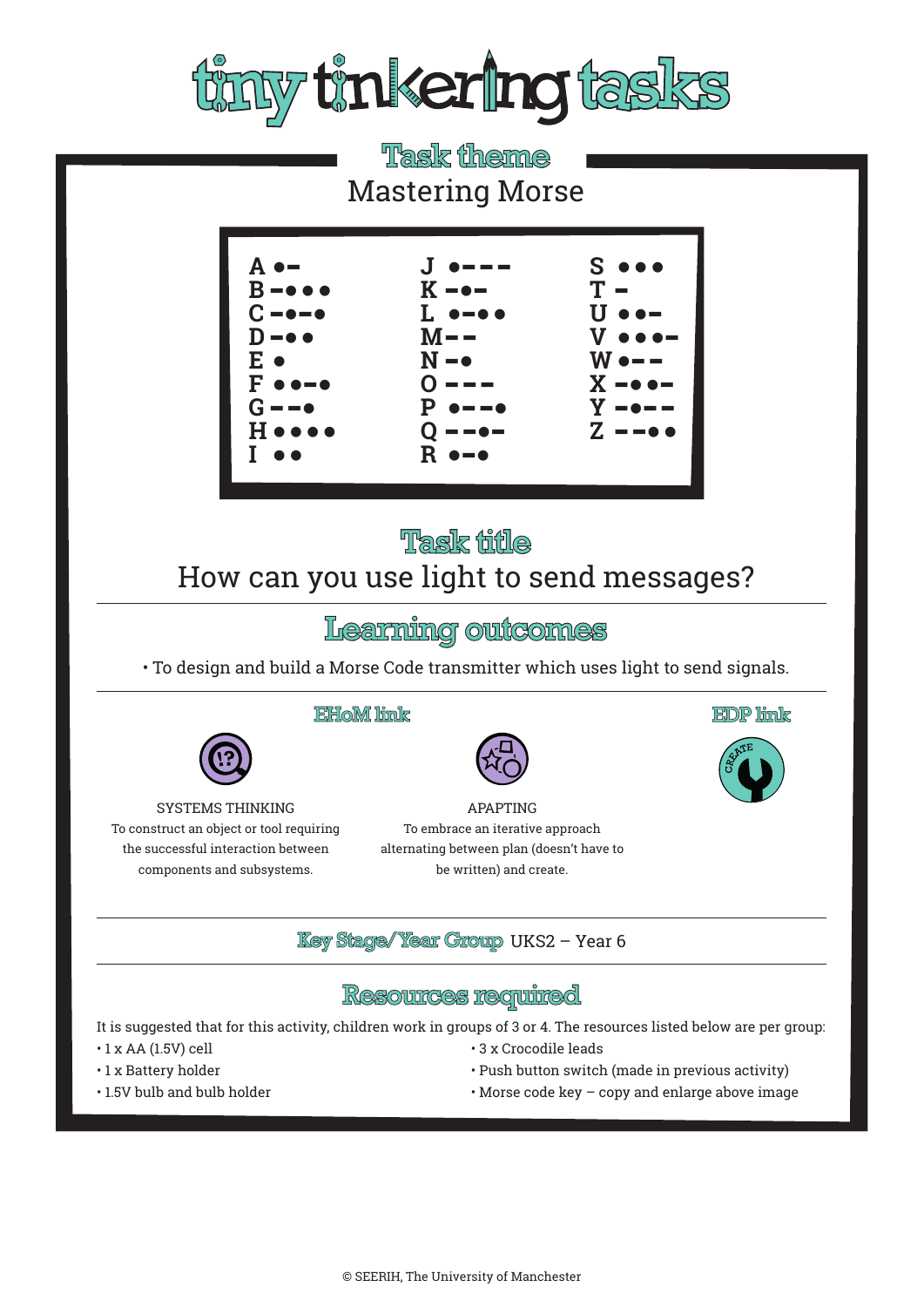# tiny tinkering tasks

## Task theme

Mastering Morse

| | | |
|---|---|---|
| A ●▬ | J ●▬▬▬ | S ●●● |
| B ▬●●● | K ▬●▬ | T ▬ |
| C ▬●▬● | L ●▬●● | U ●●▬ |
| D ▬●● | M ▬▬ | V ●●●▬ |
| E ● | N ▬● | W ●▬▬ |
| F ●●▬● | O ▬▬▬ | X ▬●●▬ |
| G ▬▬● | P ●▬▬● | Y ▬●▬▬ |
| H ●●●● | Q ▬▬●▬ | Z ▬▬●● |
| I ●● | R ●▬● | |

## Task title

How can you use light to send messages?

## Learning outcomes

- To design and build a Morse Code transmitter which uses light to send signals.

### EHoM link

SYSTEMS THINKING
To construct an object or tool requiring the successful interaction between components and subsystems.

APAPTING
To embrace an iterative approach alternating between plan (doesn't have to be written) and create.

### EDP link

CREATE

**Key Stage/Year Group** UKS2 – Year 6

## Resources required

It is suggested that for this activity, children work in groups of 3 or 4. The resources listed below are per group:

- 1 x AA (1.5V) cell
- 1 x Battery holder
- 1.5V bulb and bulb holder
- 3 x Crocodile leads
- Push button switch (made in previous activity)
- Morse code key – copy and enlarge above image

© SEERIH, The University of Manchester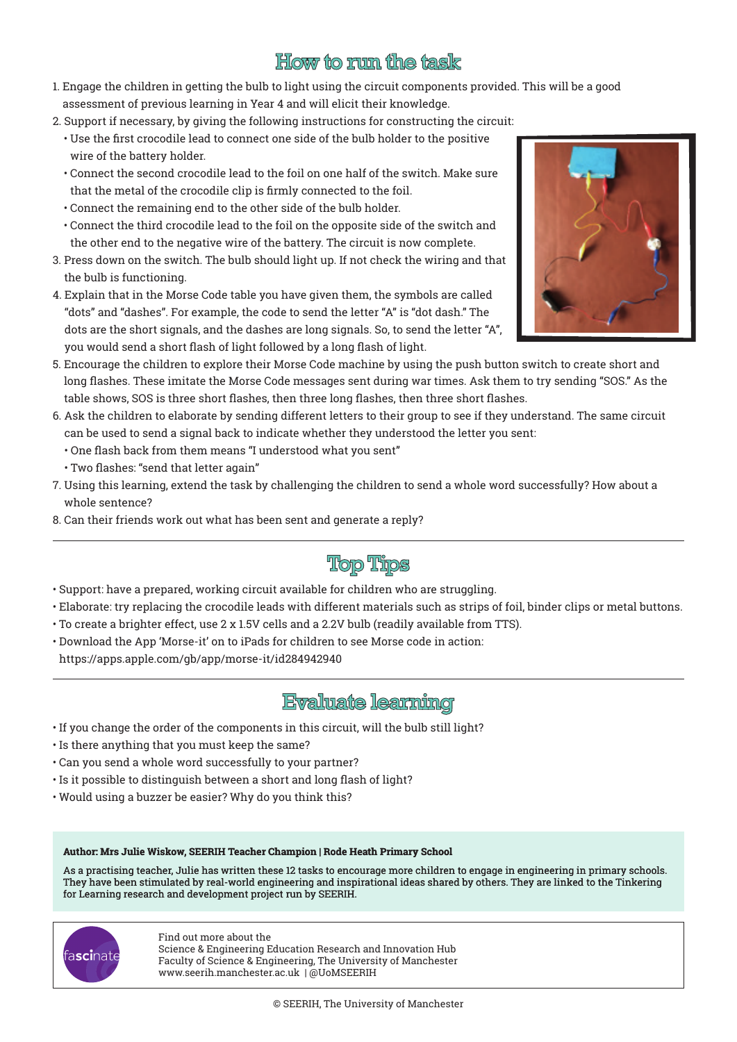## How to run the task

1. Engage the children in getting the bulb to light using the circuit components provided. This will be a good assessment of previous learning in Year 4 and will elicit their knowledge.
2. Support if necessary, by giving the following instructions for constructing the circuit:
   - Use the first crocodile lead to connect one side of the bulb holder to the positive wire of the battery holder.
   - Connect the second crocodile lead to the foil on one half of the switch. Make sure that the metal of the crocodile clip is firmly connected to the foil.
   - Connect the remaining end to the other side of the bulb holder.
   - Connect the third crocodile lead to the foil on the opposite side of the switch and the other end to the negative wire of the battery. The circuit is now complete.
3. Press down on the switch. The bulb should light up. If not check the wiring and that the bulb is functioning.
4. Explain that in the Morse Code table you have given them, the symbols are called "dots" and "dashes". For example, the code to send the letter "A" is "dot dash." The dots are the short signals, and the dashes are long signals. So, to send the letter "A", you would send a short flash of light followed by a long flash of light.
5. Encourage the children to explore their Morse Code machine by using the push button switch to create short and long flashes. These imitate the Morse Code messages sent during war times. Ask them to try sending "SOS." As the table shows, SOS is three short flashes, then three long flashes, then three short flashes.
6. Ask the children to elaborate by sending different letters to their group to see if they understand. The same circuit can be used to send a signal back to indicate whether they understood the letter you sent:
   - One flash back from them means "I understood what you sent"
   - Two flashes: "send that letter again"
7. Using this learning, extend the task by challenging the children to send a whole word successfully? How about a whole sentence?
8. Can their friends work out what has been sent and generate a reply?

## Top Tips

- Support: have a prepared, working circuit available for children who are struggling.
- Elaborate: try replacing the crocodile leads with different materials such as strips of foil, binder clips or metal buttons.
- To create a brighter effect, use 2 x 1.5V cells and a 2.2V bulb (readily available from TTS).
- Download the App 'Morse-it' on to iPads for children to see Morse code in action: https://apps.apple.com/gb/app/morse-it/id284942940

## Evaluate learning

- If you change the order of the components in this circuit, will the bulb still light?
- Is there anything that you must keep the same?
- Can you send a whole word successfully to your partner?
- Is it possible to distinguish between a short and long flash of light?
- Would using a buzzer be easier? Why do you think this?

**Author: Mrs Julie Wiskow, SEERIH Teacher Champion | Rode Heath Primary School**

As a practising teacher, Julie has written these 12 tasks to encourage more children to engage in engineering in primary schools. They have been stimulated by real-world engineering and inspirational ideas shared by others. They are linked to the Tinkering for Learning research and development project run by SEERIH.

fascinate

Find out more about the
Science & Engineering Education Research and Innovation Hub
Faculty of Science & Engineering, The University of Manchester
www.seerih.manchester.ac.uk | @UoMSEERIH

© SEERIH, The University of Manchester